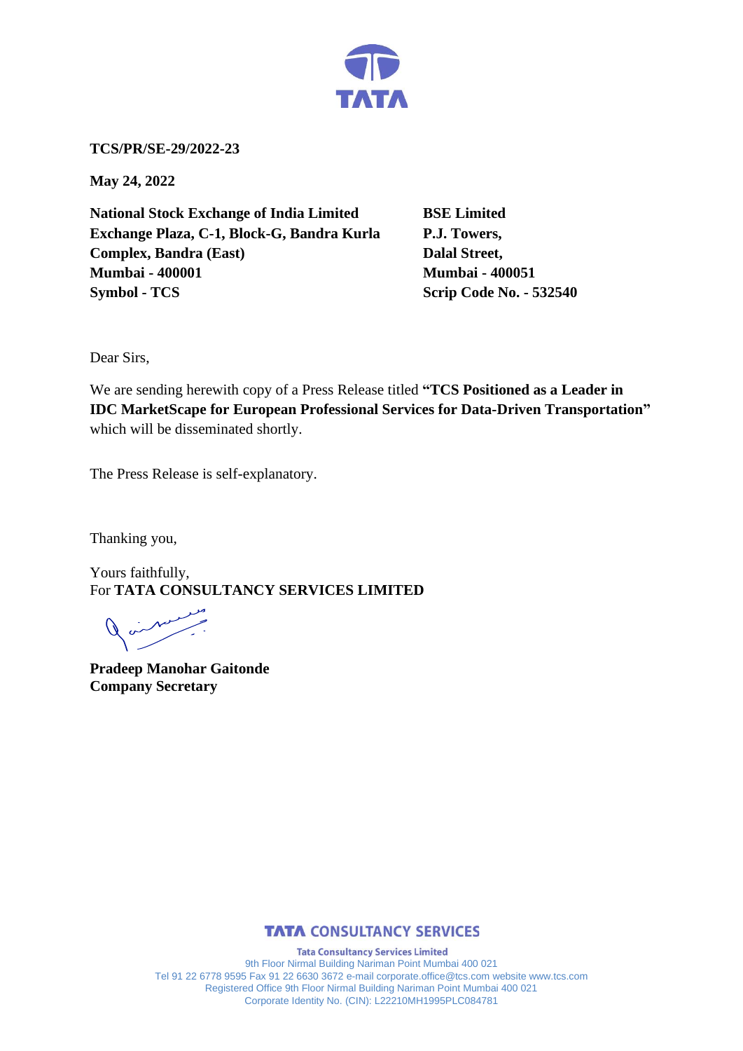**TCS/PR/SE-29/2022-23**

**May 24, 2022**

**National Stock Exchange of India Limited**
**Exchange Plaza, C-1, Block-G, Bandra Kurla Complex, Bandra (East)**
**Mumbai - 400001**
**Symbol - TCS**

**BSE Limited**
**P.J. Towers,**
**Dalal Street,**
**Mumbai - 400051**
**Scrip Code No. - 532540**

Dear Sirs,

We are sending herewith copy of a Press Release titled **"TCS Positioned as a Leader in IDC MarketScape for European Professional Services for Data-Driven Transportation"** which will be disseminated shortly.

The Press Release is self-explanatory.

Thanking you,

Yours faithfully,
For **TATA CONSULTANCY SERVICES LIMITED**

**Pradeep Manohar Gaitonde**
**Company Secretary**

**TATA CONSULTANCY SERVICES**

**Tata Consultancy Services Limited**
9th Floor Nirmal Building Nariman Point Mumbai 400 021
Tel 91 22 6778 9595 Fax 91 22 6630 3672 e-mail corporate.office@tcs.com website www.tcs.com
Registered Office 9th Floor Nirmal Building Nariman Point Mumbai 400 021
Corporate Identity No. (CIN): L22210MH1995PLC084781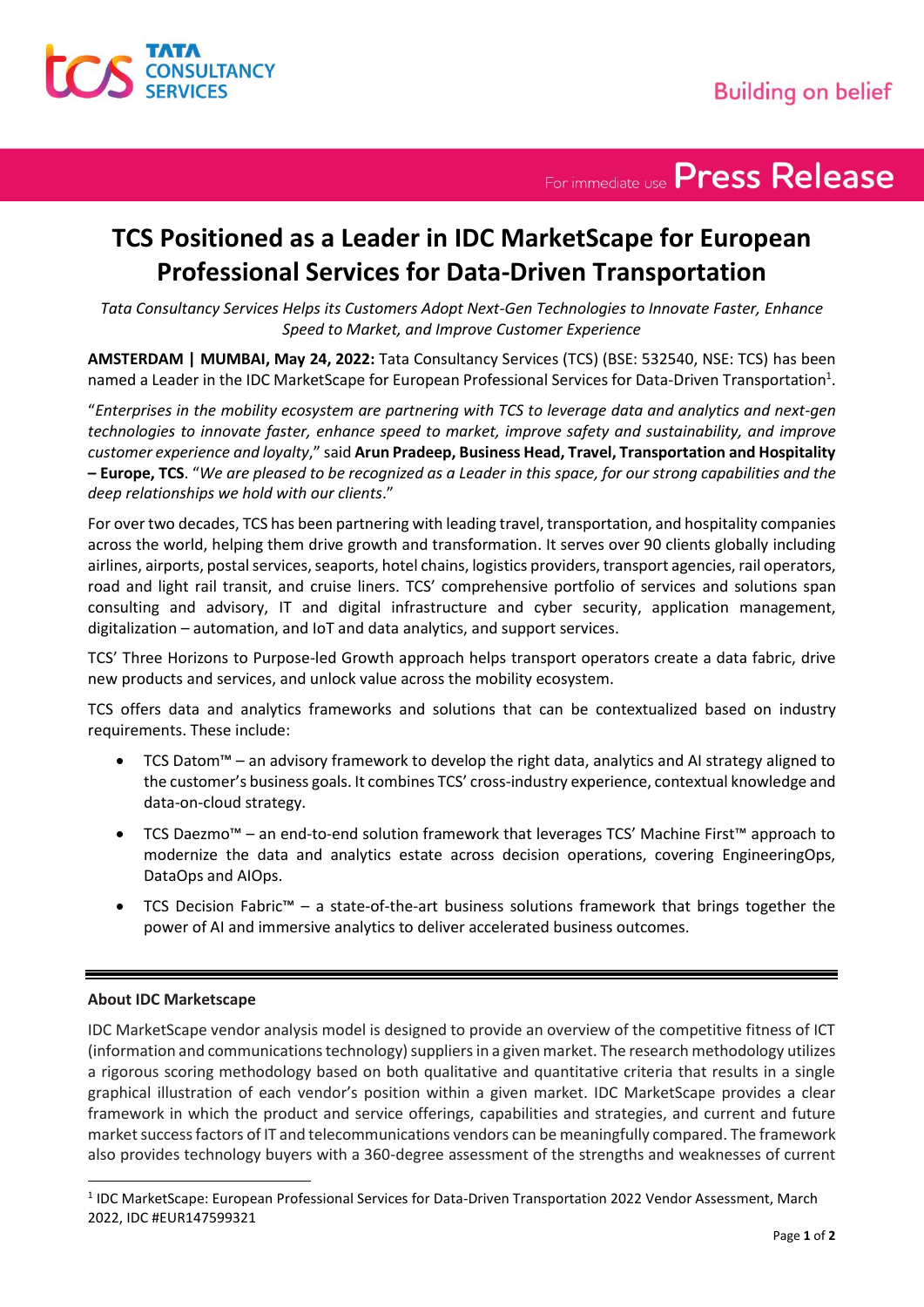# TCS Positioned as a Leader in IDC MarketScape for European Professional Services for Data-Driven Transportation

*Tata Consultancy Services Helps its Customers Adopt Next-Gen Technologies to Innovate Faster, Enhance Speed to Market, and Improve Customer Experience*

**AMSTERDAM | MUMBAI, May 24, 2022:** Tata Consultancy Services (TCS) (BSE: 532540, NSE: TCS) has been named a Leader in the IDC MarketScape for European Professional Services for Data-Driven Transportation[1].

"*Enterprises in the mobility ecosystem are partnering with TCS to leverage data and analytics and next-gen technologies to innovate faster, enhance speed to market, improve safety and sustainability, and improve customer experience and loyalty*," said **Arun Pradeep, Business Head, Travel, Transportation and Hospitality – Europe, TCS**. "*We are pleased to be recognized as a Leader in this space, for our strong capabilities and the deep relationships we hold with our clients*."

For over two decades, TCS has been partnering with leading travel, transportation, and hospitality companies across the world, helping them drive growth and transformation. It serves over 90 clients globally including airlines, airports, postal services, seaports, hotel chains, logistics providers, transport agencies, rail operators, road and light rail transit, and cruise liners. TCS' comprehensive portfolio of services and solutions span consulting and advisory, IT and digital infrastructure and cyber security, application management, digitalization – automation, and IoT and data analytics, and support services.

TCS' Three Horizons to Purpose-led Growth approach helps transport operators create a data fabric, drive new products and services, and unlock value across the mobility ecosystem.

TCS offers data and analytics frameworks and solutions that can be contextualized based on industry requirements. These include:

- TCS Datom™ – an advisory framework to develop the right data, analytics and AI strategy aligned to the customer's business goals. It combines TCS' cross-industry experience, contextual knowledge and data-on-cloud strategy.
- TCS Daezmo™ – an end-to-end solution framework that leverages TCS' Machine First™ approach to modernize the data and analytics estate across decision operations, covering EngineeringOps, DataOps and AIOps.
- TCS Decision Fabric™ – a state-of-the-art business solutions framework that brings together the power of AI and immersive analytics to deliver accelerated business outcomes.

---

**About IDC Marketscape**

IDC MarketScape vendor analysis model is designed to provide an overview of the competitive fitness of ICT (information and communications technology) suppliers in a given market. The research methodology utilizes a rigorous scoring methodology based on both qualitative and quantitative criteria that results in a single graphical illustration of each vendor's position within a given market. IDC MarketScape provides a clear framework in which the product and service offerings, capabilities and strategies, and current and future market success factors of IT and telecommunications vendors can be meaningfully compared. The framework also provides technology buyers with a 360-degree assessment of the strengths and weaknesses of current

[1] IDC MarketScape: European Professional Services for Data-Driven Transportation 2022 Vendor Assessment, March 2022, IDC #EUR147599321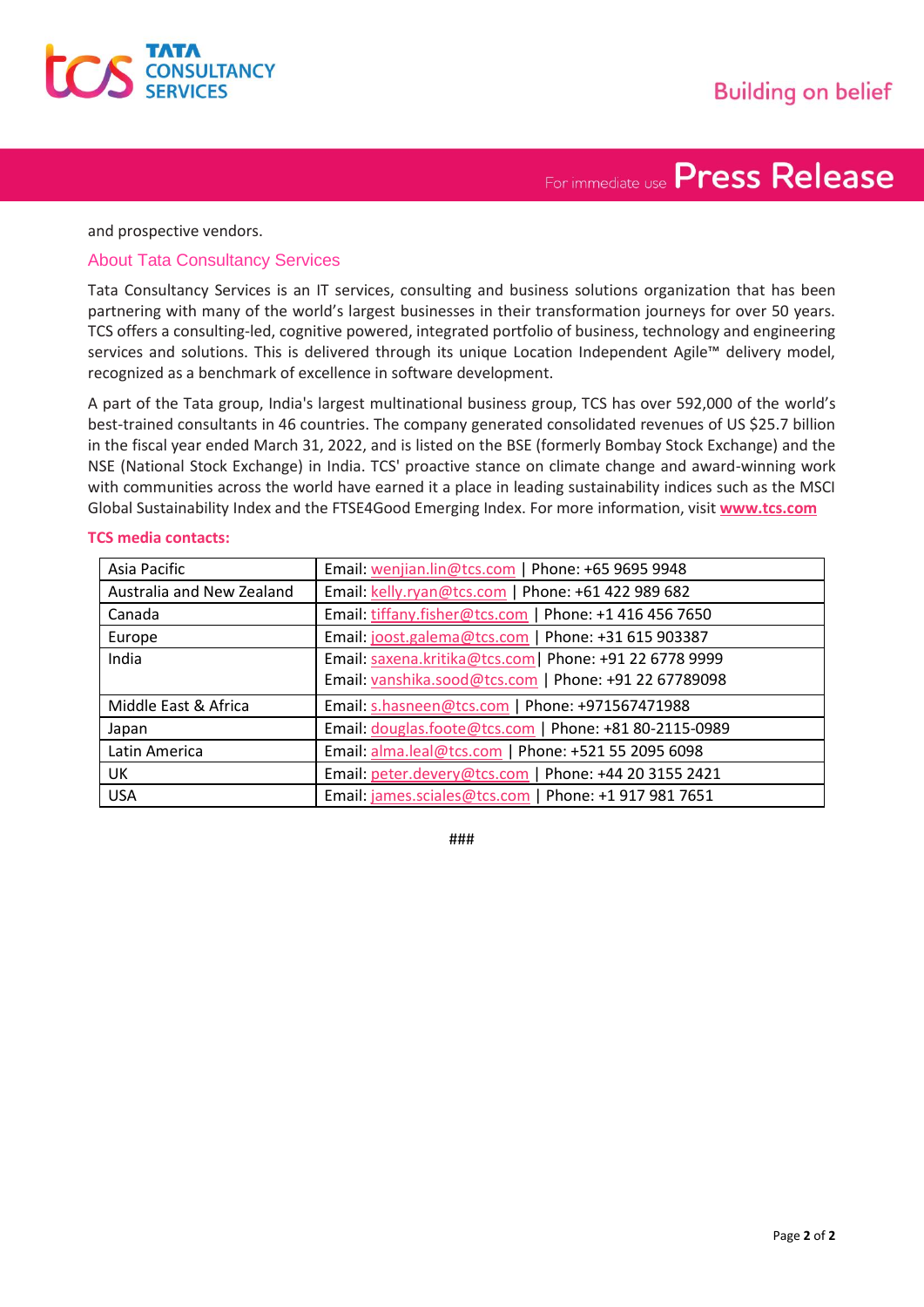and prospective vendors.

## About Tata Consultancy Services

Tata Consultancy Services is an IT services, consulting and business solutions organization that has been partnering with many of the world's largest businesses in their transformation journeys for over 50 years. TCS offers a consulting-led, cognitive powered, integrated portfolio of business, technology and engineering services and solutions. This is delivered through its unique Location Independent Agile™ delivery model, recognized as a benchmark of excellence in software development.

A part of the Tata group, India's largest multinational business group, TCS has over 592,000 of the world's best-trained consultants in 46 countries. The company generated consolidated revenues of US $25.7 billion in the fiscal year ended March 31, 2022, and is listed on the BSE (formerly Bombay Stock Exchange) and the NSE (National Stock Exchange) in India. TCS' proactive stance on climate change and award-winning work with communities across the world have earned it a place in leading sustainability indices such as the MSCI Global Sustainability Index and the FTSE4Good Emerging Index. For more information, visit **www.tcs.com**

**TCS media contacts:**

| | |
|---|---|
| Asia Pacific | Email: wenjian.lin@tcs.com \| Phone: +65 9695 9948 |
| Australia and New Zealand | Email: kelly.ryan@tcs.com \| Phone: +61 422 989 682 |
| Canada | Email: tiffany.fisher@tcs.com \| Phone: +1 416 456 7650 |
| Europe | Email: joost.galema@tcs.com \| Phone: +31 615 903387 |
| India | Email: saxena.kritika@tcs.com\| Phone: +91 22 6778 9999<br>Email: vanshika.sood@tcs.com \| Phone: +91 22 67789098 |
| Middle East & Africa | Email: s.hasneen@tcs.com \| Phone: +971567471988 |
| Japan | Email: douglas.foote@tcs.com \| Phone: +81 80-2115-0989 |
| Latin America | Email: alma.leal@tcs.com \| Phone: +521 55 2095 6098 |
| UK | Email: peter.devery@tcs.com \| Phone: +44 20 3155 2421 |
| USA | Email: james.sciales@tcs.com \| Phone: +1 917 981 7651 |

###